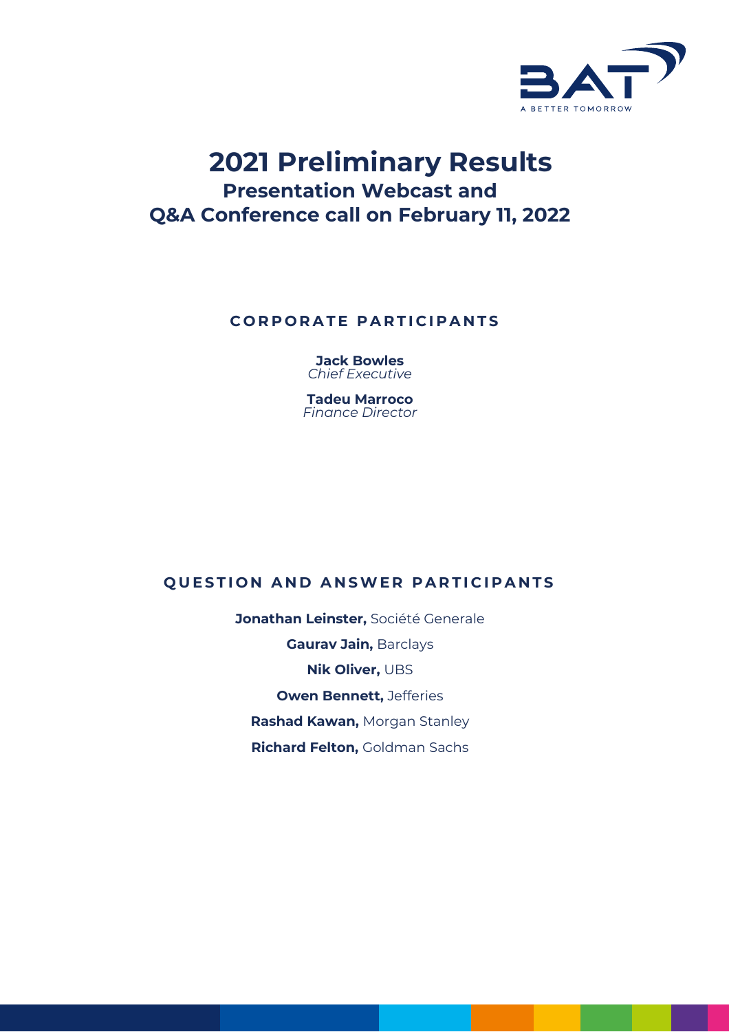# 2021 Preliminary Results

## Presentation Webcast and Q&A Conference call on February 11, 2022

### CORPORATE PARTICIPANTS

**Jack Bowles**
*Chief Executive*

**Tadeu Marroco**
*Finance Director*

### QUESTION AND ANSWER PARTICIPANTS

**Jonathan Leinster,** Société Generale

**Gaurav Jain,** Barclays

**Nik Oliver,** UBS

**Owen Bennett,** Jefferies

**Rashad Kawan,** Morgan Stanley

**Richard Felton,** Goldman Sachs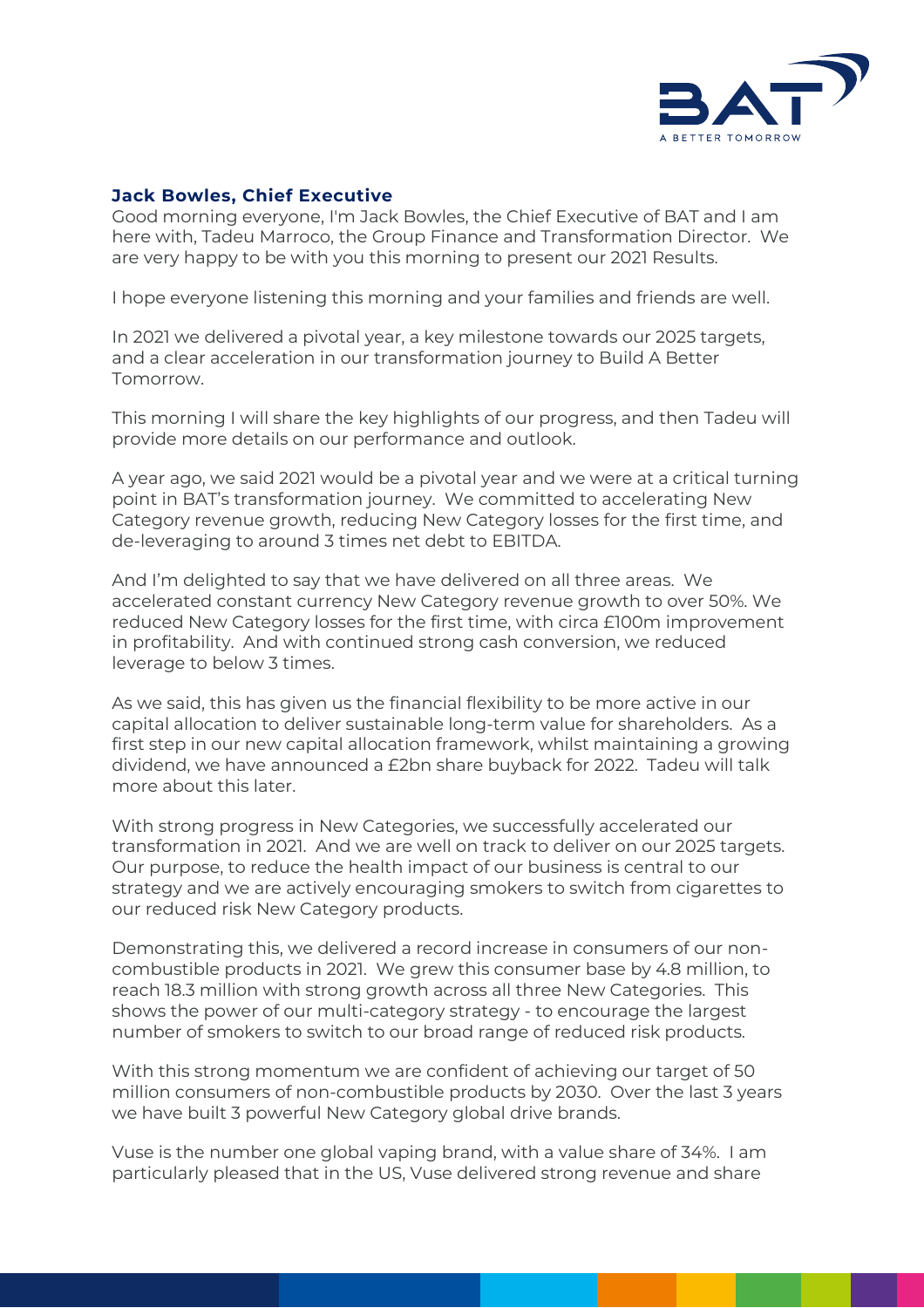**Jack Bowles, Chief Executive**

Good morning everyone, I'm Jack Bowles, the Chief Executive of BAT and I am here with, Tadeu Marroco, the Group Finance and Transformation Director. We are very happy to be with you this morning to present our 2021 Results.

I hope everyone listening this morning and your families and friends are well.

In 2021 we delivered a pivotal year, a key milestone towards our 2025 targets, and a clear acceleration in our transformation journey to Build A Better Tomorrow.

This morning I will share the key highlights of our progress, and then Tadeu will provide more details on our performance and outlook.

A year ago, we said 2021 would be a pivotal year and we were at a critical turning point in BAT's transformation journey. We committed to accelerating New Category revenue growth, reducing New Category losses for the first time, and de-leveraging to around 3 times net debt to EBITDA.

And I'm delighted to say that we have delivered on all three areas. We accelerated constant currency New Category revenue growth to over 50%. We reduced New Category losses for the first time, with circa £100m improvement in profitability. And with continued strong cash conversion, we reduced leverage to below 3 times.

As we said, this has given us the financial flexibility to be more active in our capital allocation to deliver sustainable long-term value for shareholders. As a first step in our new capital allocation framework, whilst maintaining a growing dividend, we have announced a £2bn share buyback for 2022. Tadeu will talk more about this later.

With strong progress in New Categories, we successfully accelerated our transformation in 2021. And we are well on track to deliver on our 2025 targets. Our purpose, to reduce the health impact of our business is central to our strategy and we are actively encouraging smokers to switch from cigarettes to our reduced risk New Category products.

Demonstrating this, we delivered a record increase in consumers of our non-combustible products in 2021. We grew this consumer base by 4.8 million, to reach 18.3 million with strong growth across all three New Categories. This shows the power of our multi-category strategy - to encourage the largest number of smokers to switch to our broad range of reduced risk products.

With this strong momentum we are confident of achieving our target of 50 million consumers of non-combustible products by 2030. Over the last 3 years we have built 3 powerful New Category global drive brands.

Vuse is the number one global vaping brand, with a value share of 34%. I am particularly pleased that in the US, Vuse delivered strong revenue and share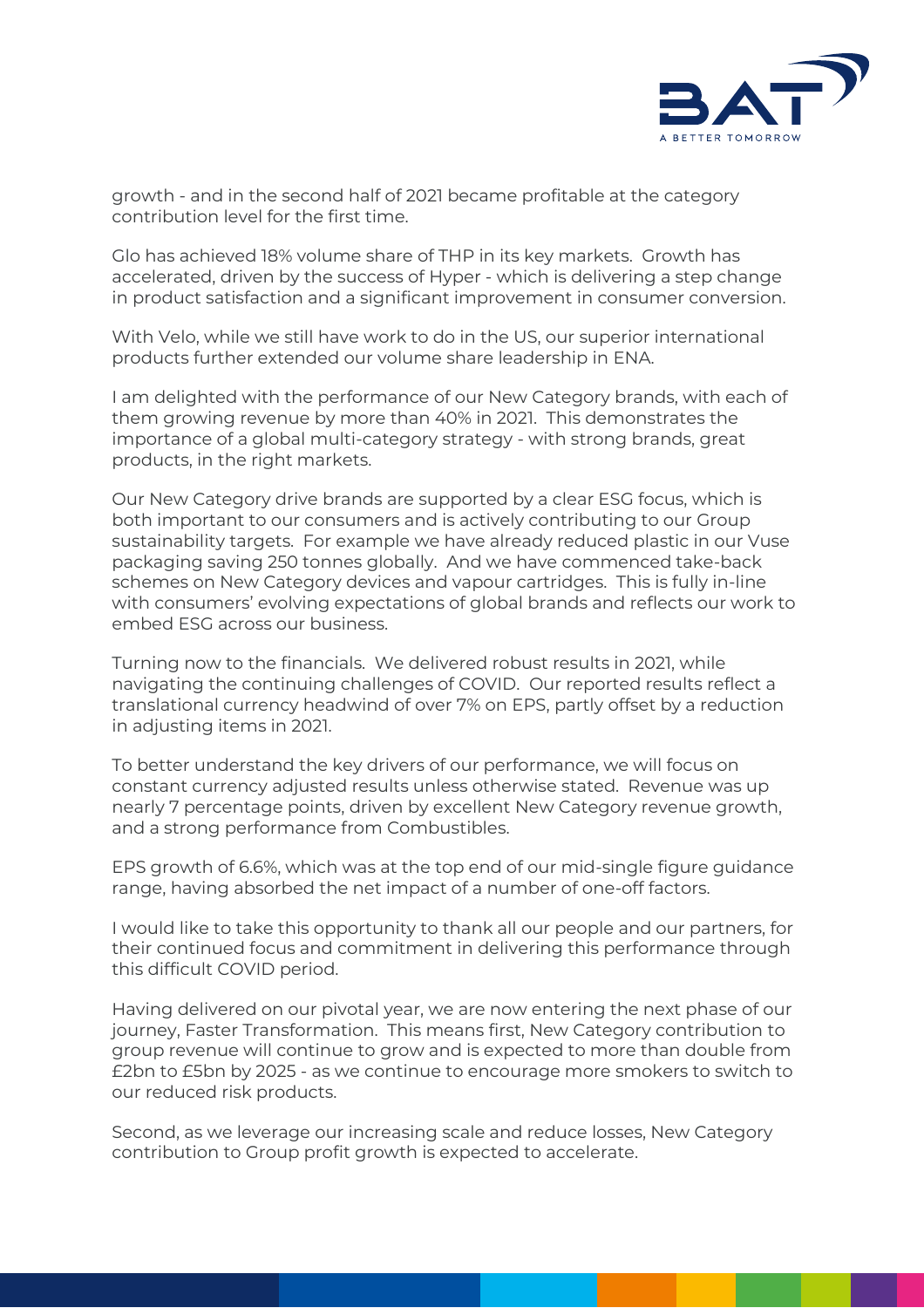growth - and in the second half of 2021 became profitable at the category contribution level for the first time.

Glo has achieved 18% volume share of THP in its key markets. Growth has accelerated, driven by the success of Hyper - which is delivering a step change in product satisfaction and a significant improvement in consumer conversion.

With Velo, while we still have work to do in the US, our superior international products further extended our volume share leadership in ENA.

I am delighted with the performance of our New Category brands, with each of them growing revenue by more than 40% in 2021. This demonstrates the importance of a global multi-category strategy - with strong brands, great products, in the right markets.

Our New Category drive brands are supported by a clear ESG focus, which is both important to our consumers and is actively contributing to our Group sustainability targets. For example we have already reduced plastic in our Vuse packaging saving 250 tonnes globally. And we have commenced take-back schemes on New Category devices and vapour cartridges. This is fully in-line with consumers' evolving expectations of global brands and reflects our work to embed ESG across our business.

Turning now to the financials. We delivered robust results in 2021, while navigating the continuing challenges of COVID. Our reported results reflect a translational currency headwind of over 7% on EPS, partly offset by a reduction in adjusting items in 2021.

To better understand the key drivers of our performance, we will focus on constant currency adjusted results unless otherwise stated. Revenue was up nearly 7 percentage points, driven by excellent New Category revenue growth, and a strong performance from Combustibles.

EPS growth of 6.6%, which was at the top end of our mid-single figure guidance range, having absorbed the net impact of a number of one-off factors.

I would like to take this opportunity to thank all our people and our partners, for their continued focus and commitment in delivering this performance through this difficult COVID period.

Having delivered on our pivotal year, we are now entering the next phase of our journey, Faster Transformation. This means first, New Category contribution to group revenue will continue to grow and is expected to more than double from £2bn to £5bn by 2025 - as we continue to encourage more smokers to switch to our reduced risk products.

Second, as we leverage our increasing scale and reduce losses, New Category contribution to Group profit growth is expected to accelerate.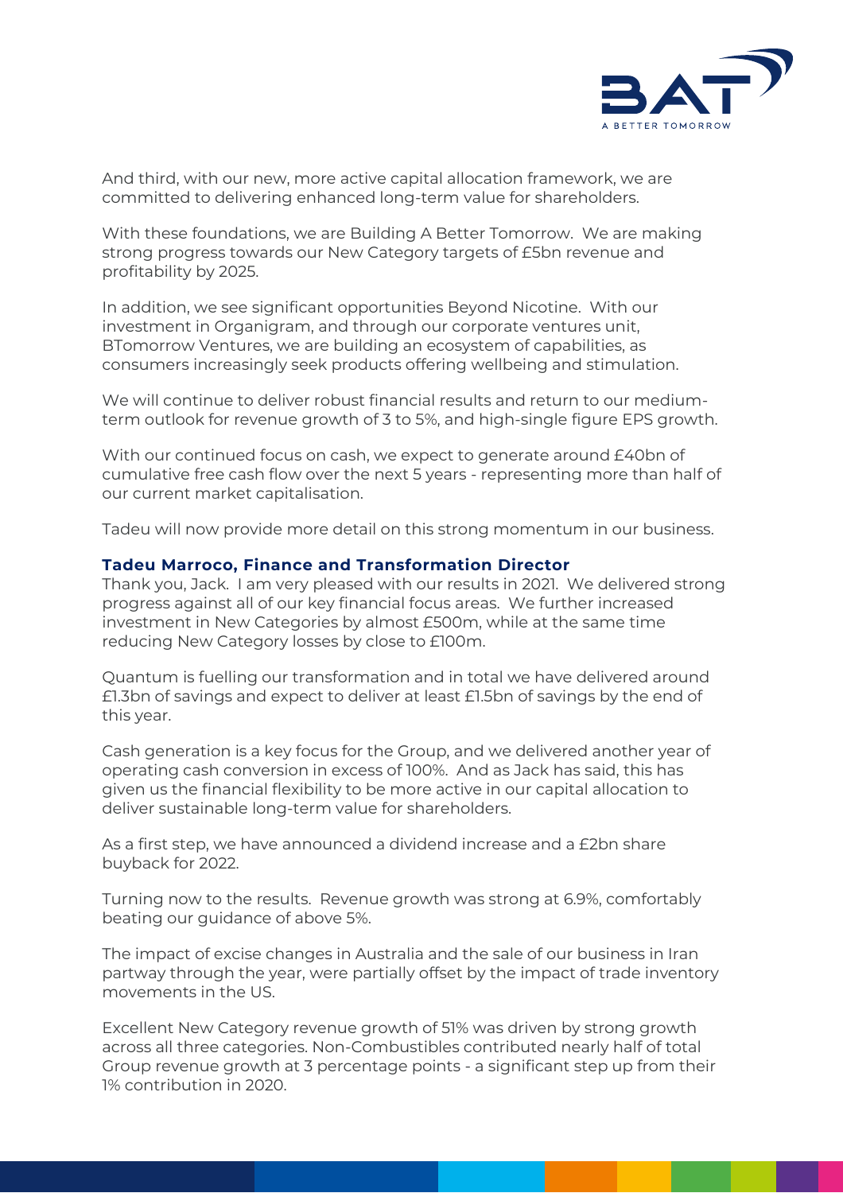And third, with our new, more active capital allocation framework, we are committed to delivering enhanced long-term value for shareholders.

With these foundations, we are Building A Better Tomorrow. We are making strong progress towards our New Category targets of £5bn revenue and profitability by 2025.

In addition, we see significant opportunities Beyond Nicotine. With our investment in Organigram, and through our corporate ventures unit, BTomorrow Ventures, we are building an ecosystem of capabilities, as consumers increasingly seek products offering wellbeing and stimulation.

We will continue to deliver robust financial results and return to our medium-term outlook for revenue growth of 3 to 5%, and high-single figure EPS growth.

With our continued focus on cash, we expect to generate around £40bn of cumulative free cash flow over the next 5 years - representing more than half of our current market capitalisation.

Tadeu will now provide more detail on this strong momentum in our business.

**Tadeu Marroco, Finance and Transformation Director**

Thank you, Jack. I am very pleased with our results in 2021. We delivered strong progress against all of our key financial focus areas. We further increased investment in New Categories by almost £500m, while at the same time reducing New Category losses by close to £100m.

Quantum is fuelling our transformation and in total we have delivered around £1.3bn of savings and expect to deliver at least £1.5bn of savings by the end of this year.

Cash generation is a key focus for the Group, and we delivered another year of operating cash conversion in excess of 100%. And as Jack has said, this has given us the financial flexibility to be more active in our capital allocation to deliver sustainable long-term value for shareholders.

As a first step, we have announced a dividend increase and a £2bn share buyback for 2022.

Turning now to the results. Revenue growth was strong at 6.9%, comfortably beating our guidance of above 5%.

The impact of excise changes in Australia and the sale of our business in Iran partway through the year, were partially offset by the impact of trade inventory movements in the US.

Excellent New Category revenue growth of 51% was driven by strong growth across all three categories. Non-Combustibles contributed nearly half of total Group revenue growth at 3 percentage points - a significant step up from their 1% contribution in 2020.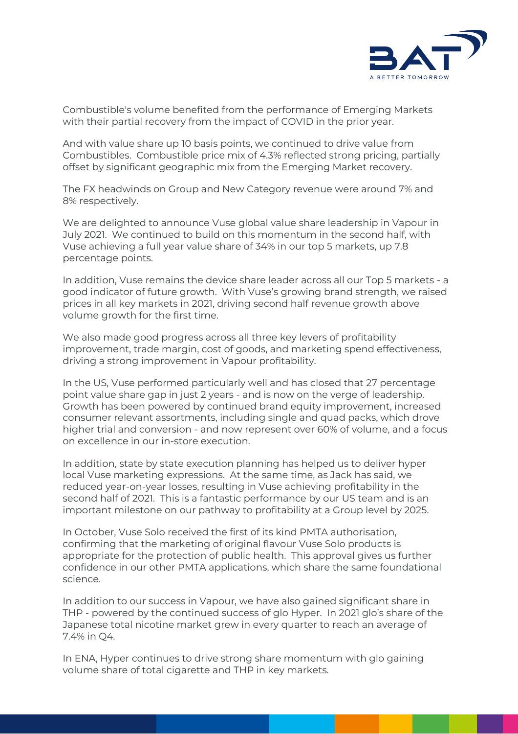Combustible's volume benefited from the performance of Emerging Markets with their partial recovery from the impact of COVID in the prior year.

And with value share up 10 basis points, we continued to drive value from Combustibles. Combustible price mix of 4.3% reflected strong pricing, partially offset by significant geographic mix from the Emerging Market recovery.

The FX headwinds on Group and New Category revenue were around 7% and 8% respectively.

We are delighted to announce Vuse global value share leadership in Vapour in July 2021. We continued to build on this momentum in the second half, with Vuse achieving a full year value share of 34% in our top 5 markets, up 7.8 percentage points.

In addition, Vuse remains the device share leader across all our Top 5 markets - a good indicator of future growth. With Vuse's growing brand strength, we raised prices in all key markets in 2021, driving second half revenue growth above volume growth for the first time.

We also made good progress across all three key levers of profitability improvement, trade margin, cost of goods, and marketing spend effectiveness, driving a strong improvement in Vapour profitability.

In the US, Vuse performed particularly well and has closed that 27 percentage point value share gap in just 2 years - and is now on the verge of leadership. Growth has been powered by continued brand equity improvement, increased consumer relevant assortments, including single and quad packs, which drove higher trial and conversion - and now represent over 60% of volume, and a focus on excellence in our in-store execution.

In addition, state by state execution planning has helped us to deliver hyper local Vuse marketing expressions. At the same time, as Jack has said, we reduced year-on-year losses, resulting in Vuse achieving profitability in the second half of 2021. This is a fantastic performance by our US team and is an important milestone on our pathway to profitability at a Group level by 2025.

In October, Vuse Solo received the first of its kind PMTA authorisation, confirming that the marketing of original flavour Vuse Solo products is appropriate for the protection of public health. This approval gives us further confidence in our other PMTA applications, which share the same foundational science.

In addition to our success in Vapour, we have also gained significant share in THP - powered by the continued success of glo Hyper. In 2021 glo's share of the Japanese total nicotine market grew in every quarter to reach an average of 7.4% in Q4.

In ENA, Hyper continues to drive strong share momentum with glo gaining volume share of total cigarette and THP in key markets.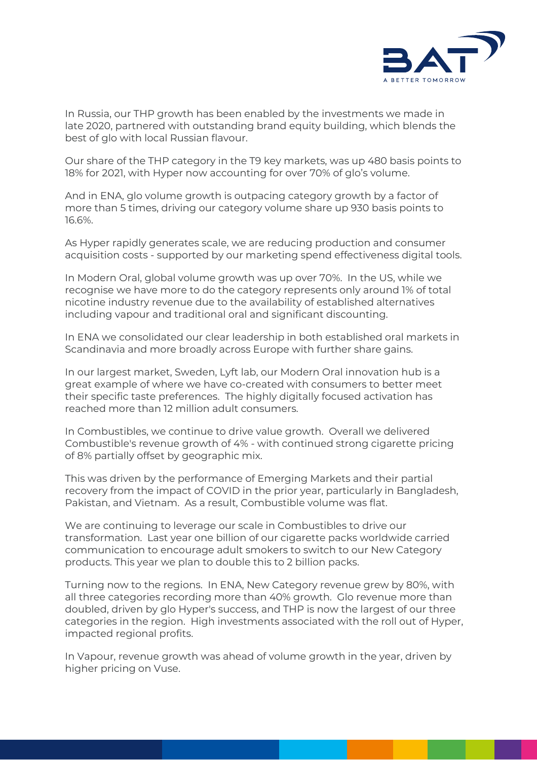In Russia, our THP growth has been enabled by the investments we made in late 2020, partnered with outstanding brand equity building, which blends the best of glo with local Russian flavour.

Our share of the THP category in the T9 key markets, was up 480 basis points to 18% for 2021, with Hyper now accounting for over 70% of glo's volume.

And in ENA, glo volume growth is outpacing category growth by a factor of more than 5 times, driving our category volume share up 930 basis points to 16.6%.

As Hyper rapidly generates scale, we are reducing production and consumer acquisition costs - supported by our marketing spend effectiveness digital tools.

In Modern Oral, global volume growth was up over 70%. In the US, while we recognise we have more to do the category represents only around 1% of total nicotine industry revenue due to the availability of established alternatives including vapour and traditional oral and significant discounting.

In ENA we consolidated our clear leadership in both established oral markets in Scandinavia and more broadly across Europe with further share gains.

In our largest market, Sweden, Lyft lab, our Modern Oral innovation hub is a great example of where we have co-created with consumers to better meet their specific taste preferences. The highly digitally focused activation has reached more than 12 million adult consumers.

In Combustibles, we continue to drive value growth. Overall we delivered Combustible's revenue growth of 4% - with continued strong cigarette pricing of 8% partially offset by geographic mix.

This was driven by the performance of Emerging Markets and their partial recovery from the impact of COVID in the prior year, particularly in Bangladesh, Pakistan, and Vietnam. As a result, Combustible volume was flat.

We are continuing to leverage our scale in Combustibles to drive our transformation. Last year one billion of our cigarette packs worldwide carried communication to encourage adult smokers to switch to our New Category products. This year we plan to double this to 2 billion packs.

Turning now to the regions. In ENA, New Category revenue grew by 80%, with all three categories recording more than 40% growth. Glo revenue more than doubled, driven by glo Hyper's success, and THP is now the largest of our three categories in the region. High investments associated with the roll out of Hyper, impacted regional profits.

In Vapour, revenue growth was ahead of volume growth in the year, driven by higher pricing on Vuse.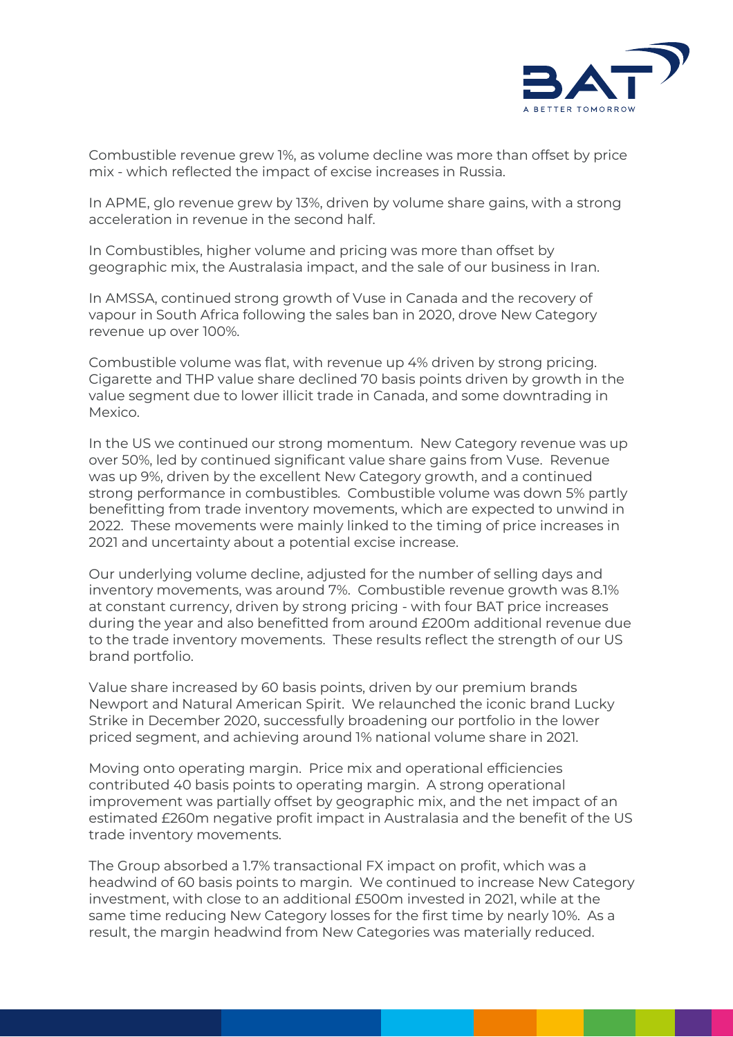Combustible revenue grew 1%, as volume decline was more than offset by price mix - which reflected the impact of excise increases in Russia.

In APME, glo revenue grew by 13%, driven by volume share gains, with a strong acceleration in revenue in the second half.

In Combustibles, higher volume and pricing was more than offset by geographic mix, the Australasia impact, and the sale of our business in Iran.

In AMSSA, continued strong growth of Vuse in Canada and the recovery of vapour in South Africa following the sales ban in 2020, drove New Category revenue up over 100%.

Combustible volume was flat, with revenue up 4% driven by strong pricing. Cigarette and THP value share declined 70 basis points driven by growth in the value segment due to lower illicit trade in Canada, and some downtrading in Mexico.

In the US we continued our strong momentum. New Category revenue was up over 50%, led by continued significant value share gains from Vuse. Revenue was up 9%, driven by the excellent New Category growth, and a continued strong performance in combustibles. Combustible volume was down 5% partly benefitting from trade inventory movements, which are expected to unwind in 2022. These movements were mainly linked to the timing of price increases in 2021 and uncertainty about a potential excise increase.

Our underlying volume decline, adjusted for the number of selling days and inventory movements, was around 7%. Combustible revenue growth was 8.1% at constant currency, driven by strong pricing - with four BAT price increases during the year and also benefitted from around £200m additional revenue due to the trade inventory movements. These results reflect the strength of our US brand portfolio.

Value share increased by 60 basis points, driven by our premium brands Newport and Natural American Spirit. We relaunched the iconic brand Lucky Strike in December 2020, successfully broadening our portfolio in the lower priced segment, and achieving around 1% national volume share in 2021.

Moving onto operating margin. Price mix and operational efficiencies contributed 40 basis points to operating margin. A strong operational improvement was partially offset by geographic mix, and the net impact of an estimated £260m negative profit impact in Australasia and the benefit of the US trade inventory movements.

The Group absorbed a 1.7% transactional FX impact on profit, which was a headwind of 60 basis points to margin. We continued to increase New Category investment, with close to an additional £500m invested in 2021, while at the same time reducing New Category losses for the first time by nearly 10%. As a result, the margin headwind from New Categories was materially reduced.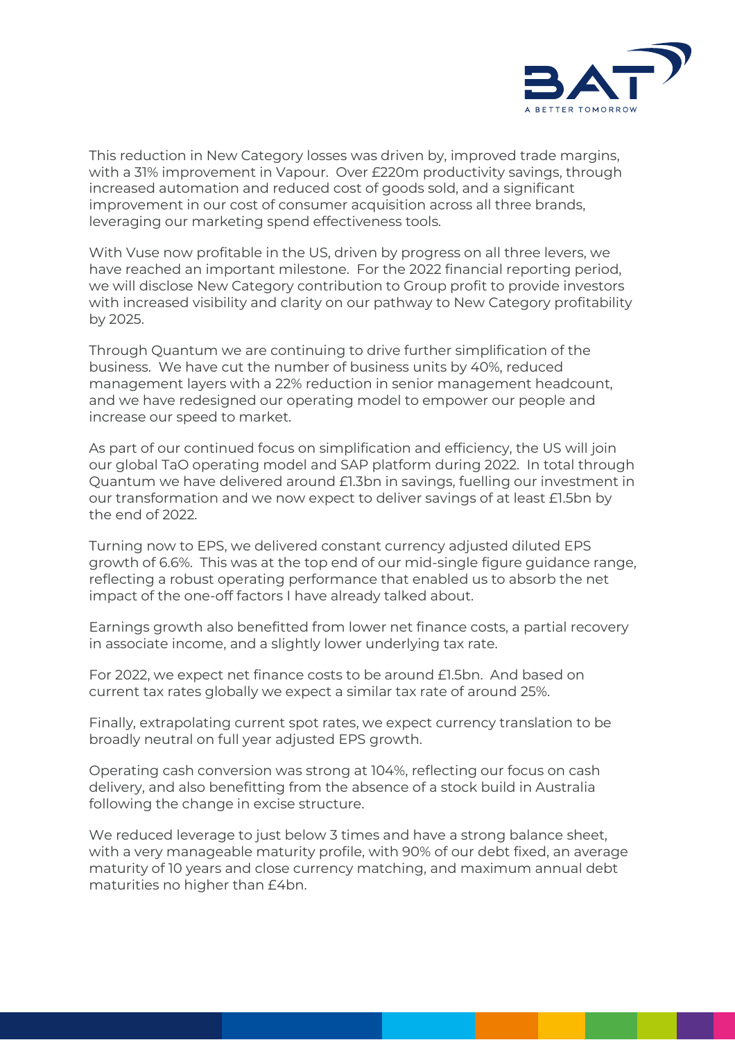This reduction in New Category losses was driven by, improved trade margins, with a 31% improvement in Vapour. Over £220m productivity savings, through increased automation and reduced cost of goods sold, and a significant improvement in our cost of consumer acquisition across all three brands, leveraging our marketing spend effectiveness tools.

With Vuse now profitable in the US, driven by progress on all three levers, we have reached an important milestone. For the 2022 financial reporting period, we will disclose New Category contribution to Group profit to provide investors with increased visibility and clarity on our pathway to New Category profitability by 2025.

Through Quantum we are continuing to drive further simplification of the business. We have cut the number of business units by 40%, reduced management layers with a 22% reduction in senior management headcount, and we have redesigned our operating model to empower our people and increase our speed to market.

As part of our continued focus on simplification and efficiency, the US will join our global TaO operating model and SAP platform during 2022. In total through Quantum we have delivered around £1.3bn in savings, fuelling our investment in our transformation and we now expect to deliver savings of at least £1.5bn by the end of 2022.

Turning now to EPS, we delivered constant currency adjusted diluted EPS growth of 6.6%. This was at the top end of our mid-single figure guidance range, reflecting a robust operating performance that enabled us to absorb the net impact of the one-off factors I have already talked about.

Earnings growth also benefitted from lower net finance costs, a partial recovery in associate income, and a slightly lower underlying tax rate.

For 2022, we expect net finance costs to be around £1.5bn. And based on current tax rates globally we expect a similar tax rate of around 25%.

Finally, extrapolating current spot rates, we expect currency translation to be broadly neutral on full year adjusted EPS growth.

Operating cash conversion was strong at 104%, reflecting our focus on cash delivery, and also benefitting from the absence of a stock build in Australia following the change in excise structure.

We reduced leverage to just below 3 times and have a strong balance sheet, with a very manageable maturity profile, with 90% of our debt fixed, an average maturity of 10 years and close currency matching, and maximum annual debt maturities no higher than £4bn.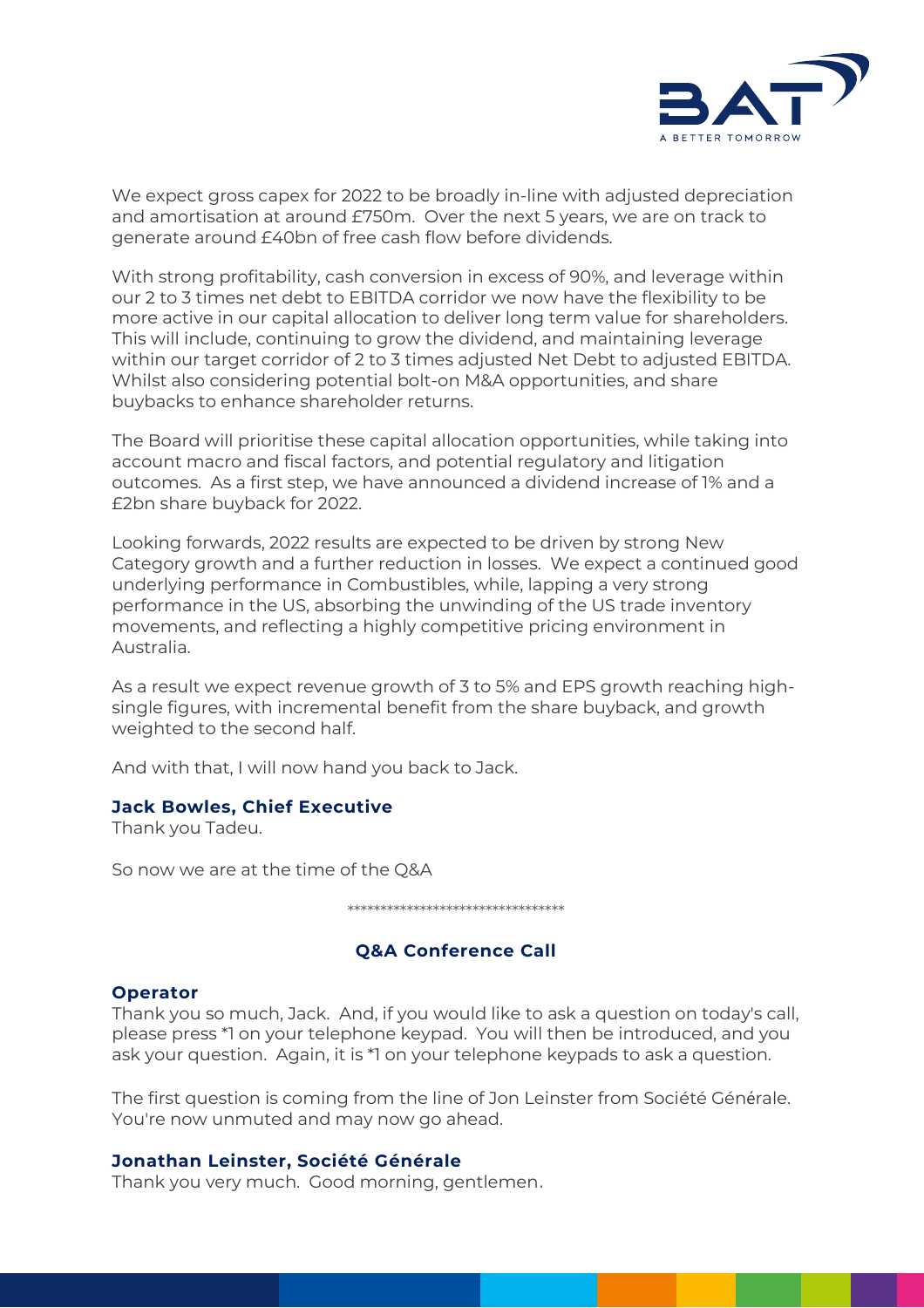We expect gross capex for 2022 to be broadly in-line with adjusted depreciation and amortisation at around £750m. Over the next 5 years, we are on track to generate around £40bn of free cash flow before dividends.

With strong profitability, cash conversion in excess of 90%, and leverage within our 2 to 3 times net debt to EBITDA corridor we now have the flexibility to be more active in our capital allocation to deliver long term value for shareholders. This will include, continuing to grow the dividend, and maintaining leverage within our target corridor of 2 to 3 times adjusted Net Debt to adjusted EBITDA. Whilst also considering potential bolt-on M&A opportunities, and share buybacks to enhance shareholder returns.

The Board will prioritise these capital allocation opportunities, while taking into account macro and fiscal factors, and potential regulatory and litigation outcomes. As a first step, we have announced a dividend increase of 1% and a £2bn share buyback for 2022.

Looking forwards, 2022 results are expected to be driven by strong New Category growth and a further reduction in losses. We expect a continued good underlying performance in Combustibles, while, lapping a very strong performance in the US, absorbing the unwinding of the US trade inventory movements, and reflecting a highly competitive pricing environment in Australia.

As a result we expect revenue growth of 3 to 5% and EPS growth reaching high-single figures, with incremental benefit from the share buyback, and growth weighted to the second half.

And with that, I will now hand you back to Jack.

**Jack Bowles, Chief Executive**
Thank you Tadeu.

So now we are at the time of the Q&A

*********************************

## Q&A Conference Call

**Operator**
Thank you so much, Jack. And, if you would like to ask a question on today's call, please press *1 on your telephone keypad. You will then be introduced, and you ask your question. Again, it is *1 on your telephone keypads to ask a question.

The first question is coming from the line of Jon Leinster from Société Générale. You're now unmuted and may now go ahead.

**Jonathan Leinster, Société Générale**
Thank you very much. Good morning, gentlemen.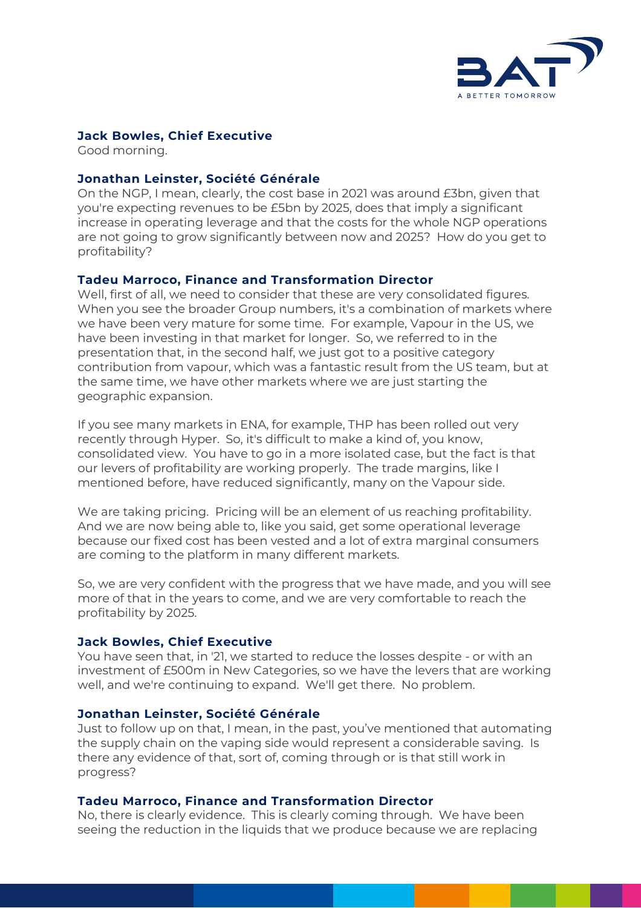**Jack Bowles, Chief Executive**
Good morning.

**Jonathan Leinster, Société Générale**
On the NGP, I mean, clearly, the cost base in 2021 was around £3bn, given that you're expecting revenues to be £5bn by 2025, does that imply a significant increase in operating leverage and that the costs for the whole NGP operations are not going to grow significantly between now and 2025? How do you get to profitability?

**Tadeu Marroco, Finance and Transformation Director**
Well, first of all, we need to consider that these are very consolidated figures. When you see the broader Group numbers, it's a combination of markets where we have been very mature for some time. For example, Vapour in the US, we have been investing in that market for longer. So, we referred to in the presentation that, in the second half, we just got to a positive category contribution from vapour, which was a fantastic result from the US team, but at the same time, we have other markets where we are just starting the geographic expansion.

If you see many markets in ENA, for example, THP has been rolled out very recently through Hyper. So, it's difficult to make a kind of, you know, consolidated view. You have to go in a more isolated case, but the fact is that our levers of profitability are working properly. The trade margins, like I mentioned before, have reduced significantly, many on the Vapour side.

We are taking pricing. Pricing will be an element of us reaching profitability. And we are now being able to, like you said, get some operational leverage because our fixed cost has been vested and a lot of extra marginal consumers are coming to the platform in many different markets.

So, we are very confident with the progress that we have made, and you will see more of that in the years to come, and we are very comfortable to reach the profitability by 2025.

**Jack Bowles, Chief Executive**
You have seen that, in '21, we started to reduce the losses despite - or with an investment of £500m in New Categories, so we have the levers that are working well, and we're continuing to expand. We'll get there. No problem.

**Jonathan Leinster, Société Générale**
Just to follow up on that, I mean, in the past, you've mentioned that automating the supply chain on the vaping side would represent a considerable saving. Is there any evidence of that, sort of, coming through or is that still work in progress?

**Tadeu Marroco, Finance and Transformation Director**
No, there is clearly evidence. This is clearly coming through. We have been seeing the reduction in the liquids that we produce because we are replacing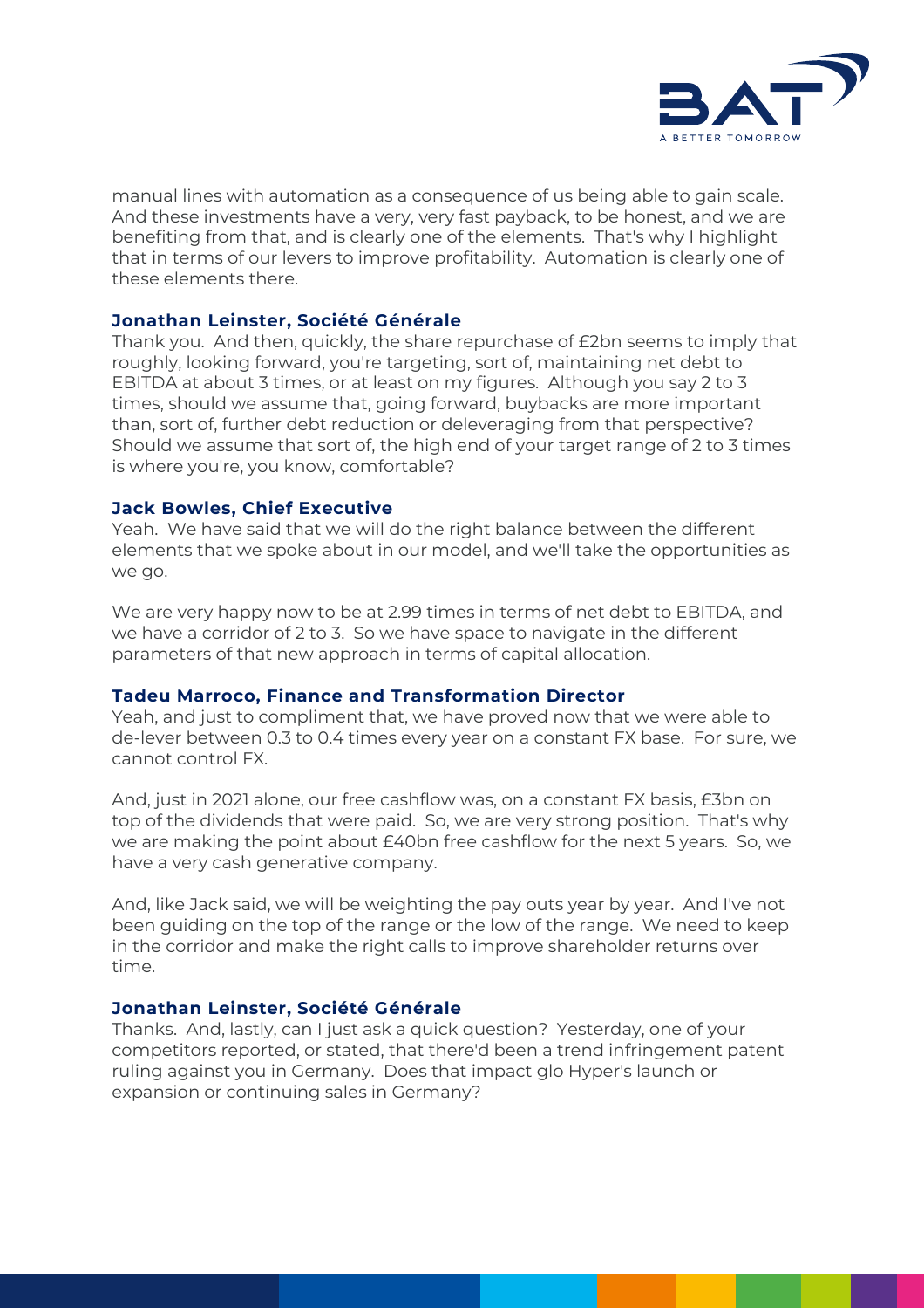manual lines with automation as a consequence of us being able to gain scale. And these investments have a very, very fast payback, to be honest, and we are benefiting from that, and is clearly one of the elements. That's why I highlight that in terms of our levers to improve profitability. Automation is clearly one of these elements there.

**Jonathan Leinster, Société Générale**
Thank you. And then, quickly, the share repurchase of £2bn seems to imply that roughly, looking forward, you're targeting, sort of, maintaining net debt to EBITDA at about 3 times, or at least on my figures. Although you say 2 to 3 times, should we assume that, going forward, buybacks are more important than, sort of, further debt reduction or deleveraging from that perspective? Should we assume that sort of, the high end of your target range of 2 to 3 times is where you're, you know, comfortable?

**Jack Bowles, Chief Executive**
Yeah. We have said that we will do the right balance between the different elements that we spoke about in our model, and we'll take the opportunities as we go.

We are very happy now to be at 2.99 times in terms of net debt to EBITDA, and we have a corridor of 2 to 3. So we have space to navigate in the different parameters of that new approach in terms of capital allocation.

**Tadeu Marroco, Finance and Transformation Director**
Yeah, and just to compliment that, we have proved now that we were able to de-lever between 0.3 to 0.4 times every year on a constant FX base. For sure, we cannot control FX.

And, just in 2021 alone, our free cashflow was, on a constant FX basis, £3bn on top of the dividends that were paid. So, we are very strong position. That's why we are making the point about £40bn free cashflow for the next 5 years. So, we have a very cash generative company.

And, like Jack said, we will be weighting the pay outs year by year. And I've not been guiding on the top of the range or the low of the range. We need to keep in the corridor and make the right calls to improve shareholder returns over time.

**Jonathan Leinster, Société Générale**
Thanks. And, lastly, can I just ask a quick question? Yesterday, one of your competitors reported, or stated, that there'd been a trend infringement patent ruling against you in Germany. Does that impact glo Hyper's launch or expansion or continuing sales in Germany?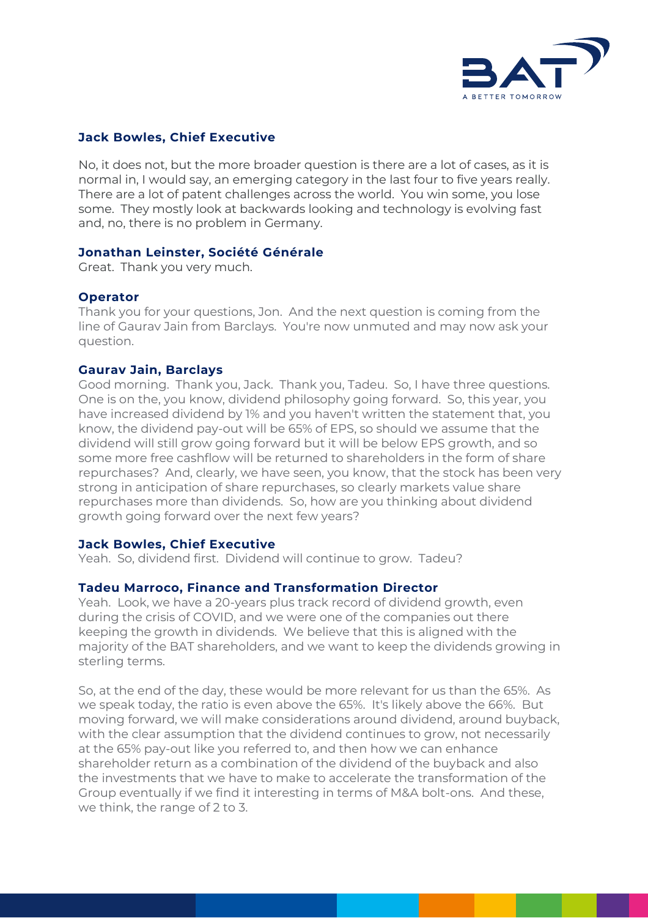**Jack Bowles, Chief Executive**

No, it does not, but the more broader question is there are a lot of cases, as it is normal in, I would say, an emerging category in the last four to five years really. There are a lot of patent challenges across the world. You win some, you lose some. They mostly look at backwards looking and technology is evolving fast and, no, there is no problem in Germany.

**Jonathan Leinster, Société Générale**

Great. Thank you very much.

**Operator**

Thank you for your questions, Jon. And the next question is coming from the line of Gaurav Jain from Barclays. You're now unmuted and may now ask your question.

**Gaurav Jain, Barclays**

Good morning. Thank you, Jack. Thank you, Tadeu. So, I have three questions. One is on the, you know, dividend philosophy going forward. So, this year, you have increased dividend by 1% and you haven't written the statement that, you know, the dividend pay-out will be 65% of EPS, so should we assume that the dividend will still grow going forward but it will be below EPS growth, and so some more free cashflow will be returned to shareholders in the form of share repurchases? And, clearly, we have seen, you know, that the stock has been very strong in anticipation of share repurchases, so clearly markets value share repurchases more than dividends. So, how are you thinking about dividend growth going forward over the next few years?

**Jack Bowles, Chief Executive**

Yeah. So, dividend first. Dividend will continue to grow. Tadeu?

**Tadeu Marroco, Finance and Transformation Director**

Yeah. Look, we have a 20-years plus track record of dividend growth, even during the crisis of COVID, and we were one of the companies out there keeping the growth in dividends. We believe that this is aligned with the majority of the BAT shareholders, and we want to keep the dividends growing in sterling terms.

So, at the end of the day, these would be more relevant for us than the 65%. As we speak today, the ratio is even above the 65%. It's likely above the 66%. But moving forward, we will make considerations around dividend, around buyback, with the clear assumption that the dividend continues to grow, not necessarily at the 65% pay-out like you referred to, and then how we can enhance shareholder return as a combination of the dividend of the buyback and also the investments that we have to make to accelerate the transformation of the Group eventually if we find it interesting in terms of M&A bolt-ons. And these, we think, the range of 2 to 3.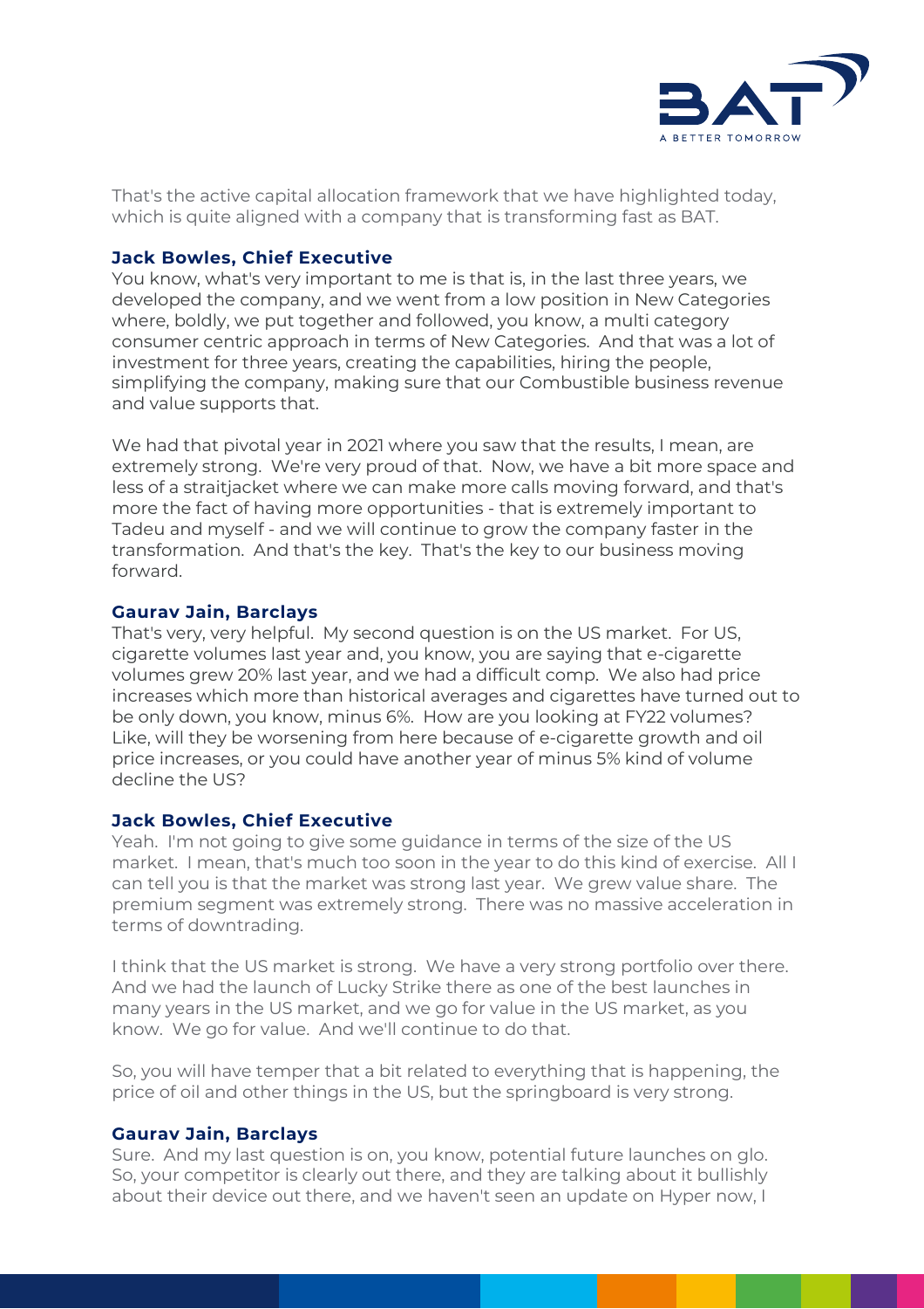That's the active capital allocation framework that we have highlighted today, which is quite aligned with a company that is transforming fast as BAT.

**Jack Bowles, Chief Executive**
You know, what's very important to me is that is, in the last three years, we developed the company, and we went from a low position in New Categories where, boldly, we put together and followed, you know, a multi category consumer centric approach in terms of New Categories. And that was a lot of investment for three years, creating the capabilities, hiring the people, simplifying the company, making sure that our Combustible business revenue and value supports that.

We had that pivotal year in 2021 where you saw that the results, I mean, are extremely strong. We're very proud of that. Now, we have a bit more space and less of a straitjacket where we can make more calls moving forward, and that's more the fact of having more opportunities - that is extremely important to Tadeu and myself - and we will continue to grow the company faster in the transformation. And that's the key. That's the key to our business moving forward.

**Gaurav Jain, Barclays**
That's very, very helpful. My second question is on the US market. For US, cigarette volumes last year and, you know, you are saying that e-cigarette volumes grew 20% last year, and we had a difficult comp. We also had price increases which more than historical averages and cigarettes have turned out to be only down, you know, minus 6%. How are you looking at FY22 volumes? Like, will they be worsening from here because of e-cigarette growth and oil price increases, or you could have another year of minus 5% kind of volume decline the US?

**Jack Bowles, Chief Executive**
Yeah. I'm not going to give some guidance in terms of the size of the US market. I mean, that's much too soon in the year to do this kind of exercise. All I can tell you is that the market was strong last year. We grew value share. The premium segment was extremely strong. There was no massive acceleration in terms of downtrading.

I think that the US market is strong. We have a very strong portfolio over there. And we had the launch of Lucky Strike there as one of the best launches in many years in the US market, and we go for value in the US market, as you know. We go for value. And we'll continue to do that.

So, you will have temper that a bit related to everything that is happening, the price of oil and other things in the US, but the springboard is very strong.

**Gaurav Jain, Barclays**
Sure. And my last question is on, you know, potential future launches on glo. So, your competitor is clearly out there, and they are talking about it bullishly about their device out there, and we haven't seen an update on Hyper now, I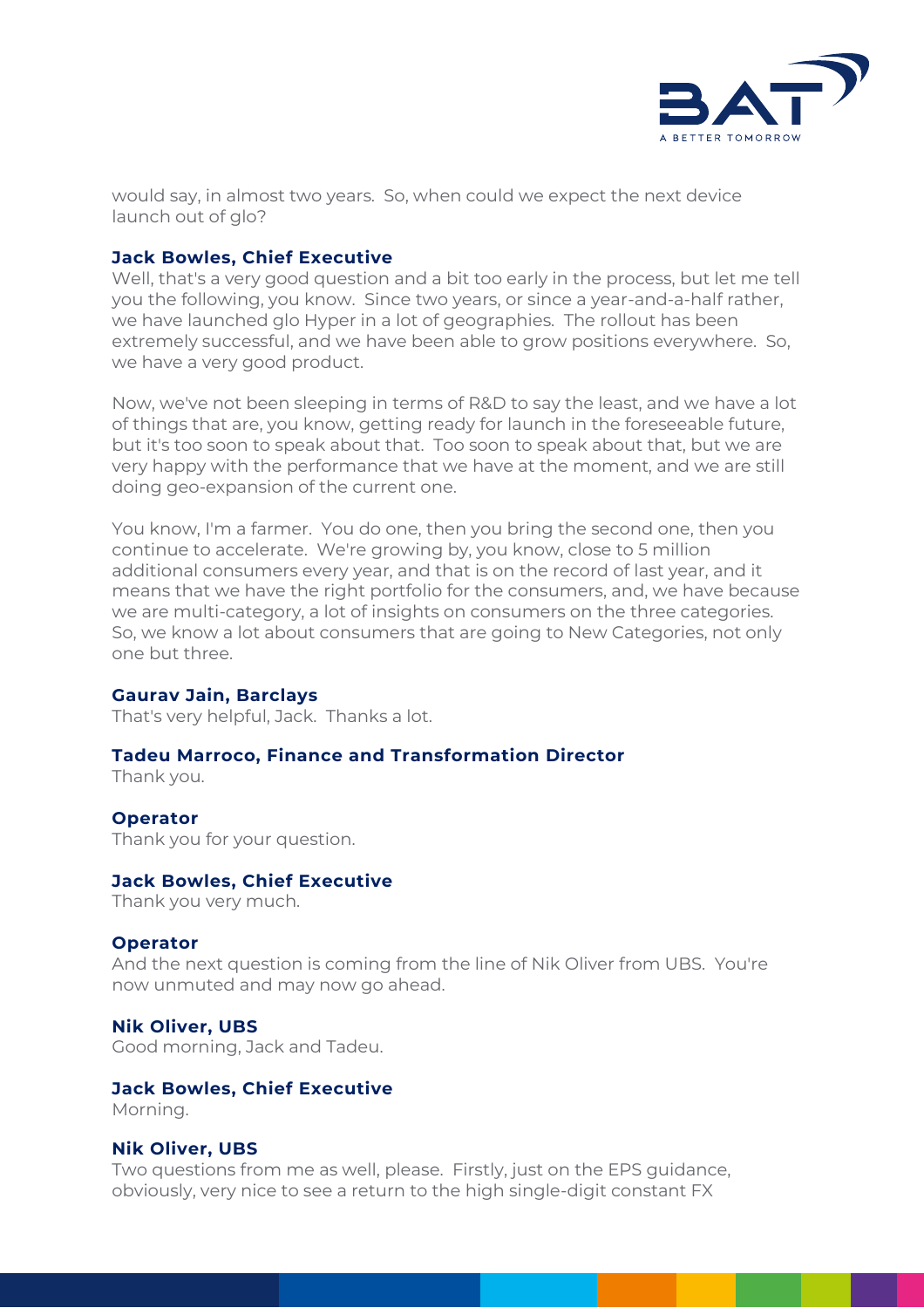would say, in almost two years. So, when could we expect the next device launch out of glo?

**Jack Bowles, Chief Executive**
Well, that's a very good question and a bit too early in the process, but let me tell you the following, you know. Since two years, or since a year-and-a-half rather, we have launched glo Hyper in a lot of geographies. The rollout has been extremely successful, and we have been able to grow positions everywhere. So, we have a very good product.

Now, we've not been sleeping in terms of R&D to say the least, and we have a lot of things that are, you know, getting ready for launch in the foreseeable future, but it's too soon to speak about that. Too soon to speak about that, but we are very happy with the performance that we have at the moment, and we are still doing geo-expansion of the current one.

You know, I'm a farmer. You do one, then you bring the second one, then you continue to accelerate. We're growing by, you know, close to 5 million additional consumers every year, and that is on the record of last year, and it means that we have the right portfolio for the consumers, and, we have because we are multi-category, a lot of insights on consumers on the three categories. So, we know a lot about consumers that are going to New Categories, not only one but three.

**Gaurav Jain, Barclays**
That's very helpful, Jack. Thanks a lot.

**Tadeu Marroco, Finance and Transformation Director**
Thank you.

**Operator**
Thank you for your question.

**Jack Bowles, Chief Executive**
Thank you very much.

**Operator**
And the next question is coming from the line of Nik Oliver from UBS. You're now unmuted and may now go ahead.

**Nik Oliver, UBS**
Good morning, Jack and Tadeu.

**Jack Bowles, Chief Executive**
Morning.

**Nik Oliver, UBS**
Two questions from me as well, please. Firstly, just on the EPS guidance, obviously, very nice to see a return to the high single-digit constant FX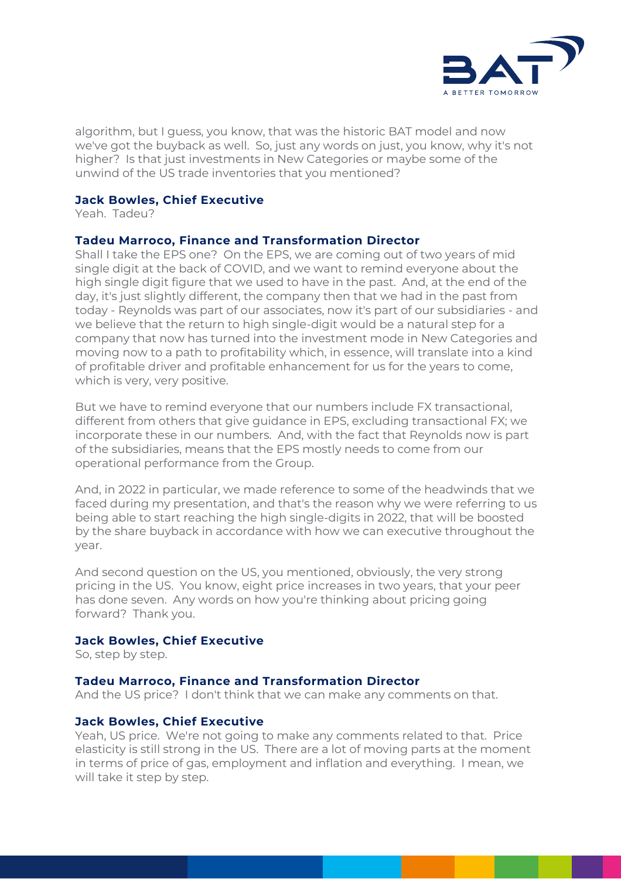algorithm, but I guess, you know, that was the historic BAT model and now we've got the buyback as well. So, just any words on just, you know, why it's not higher? Is that just investments in New Categories or maybe some of the unwind of the US trade inventories that you mentioned?

**Jack Bowles, Chief Executive**
Yeah. Tadeu?

**Tadeu Marroco, Finance and Transformation Director**
Shall I take the EPS one? On the EPS, we are coming out of two years of mid single digit at the back of COVID, and we want to remind everyone about the high single digit figure that we used to have in the past. And, at the end of the day, it's just slightly different, the company then that we had in the past from today - Reynolds was part of our associates, now it's part of our subsidiaries - and we believe that the return to high single-digit would be a natural step for a company that now has turned into the investment mode in New Categories and moving now to a path to profitability which, in essence, will translate into a kind of profitable driver and profitable enhancement for us for the years to come, which is very, very positive.

But we have to remind everyone that our numbers include FX transactional, different from others that give guidance in EPS, excluding transactional FX; we incorporate these in our numbers. And, with the fact that Reynolds now is part of the subsidiaries, means that the EPS mostly needs to come from our operational performance from the Group.

And, in 2022 in particular, we made reference to some of the headwinds that we faced during my presentation, and that's the reason why we were referring to us being able to start reaching the high single-digits in 2022, that will be boosted by the share buyback in accordance with how we can executive throughout the year.

And second question on the US, you mentioned, obviously, the very strong pricing in the US. You know, eight price increases in two years, that your peer has done seven. Any words on how you're thinking about pricing going forward? Thank you.

**Jack Bowles, Chief Executive**
So, step by step.

**Tadeu Marroco, Finance and Transformation Director**
And the US price? I don't think that we can make any comments on that.

**Jack Bowles, Chief Executive**
Yeah, US price. We're not going to make any comments related to that. Price elasticity is still strong in the US. There are a lot of moving parts at the moment in terms of price of gas, employment and inflation and everything. I mean, we will take it step by step.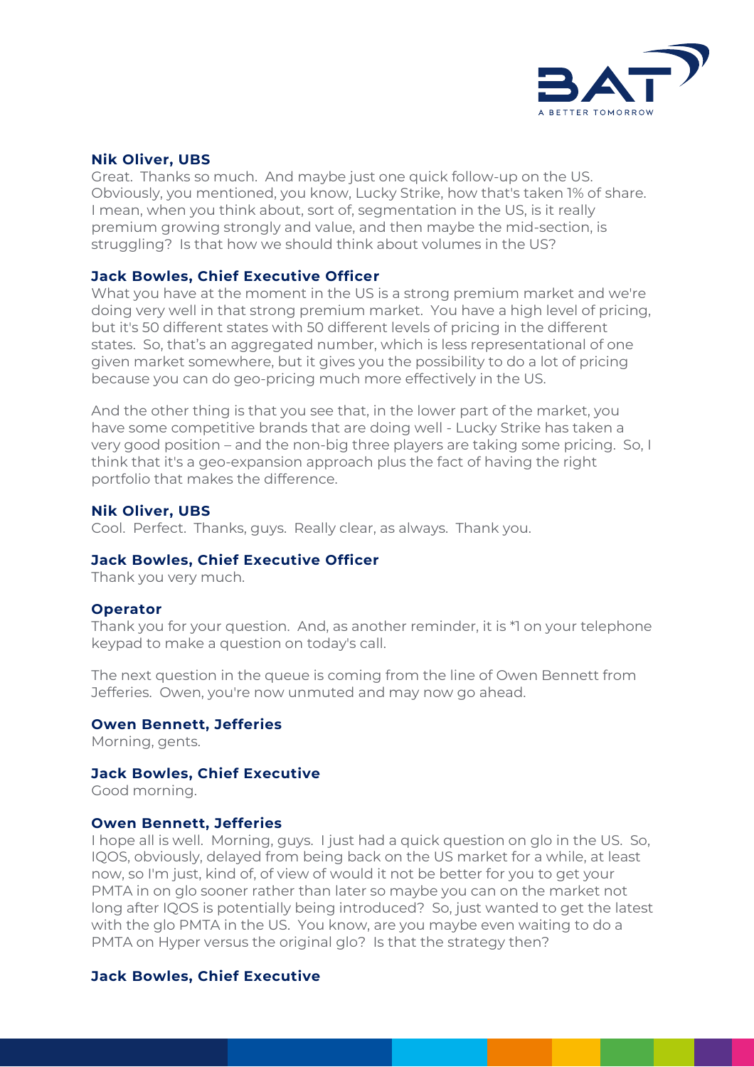**Nik Oliver, UBS**
Great. Thanks so much. And maybe just one quick follow-up on the US. Obviously, you mentioned, you know, Lucky Strike, how that's taken 1% of share. I mean, when you think about, sort of, segmentation in the US, is it really premium growing strongly and value, and then maybe the mid-section, is struggling? Is that how we should think about volumes in the US?

**Jack Bowles, Chief Executive Officer**
What you have at the moment in the US is a strong premium market and we're doing very well in that strong premium market. You have a high level of pricing, but it's 50 different states with 50 different levels of pricing in the different states. So, that's an aggregated number, which is less representational of one given market somewhere, but it gives you the possibility to do a lot of pricing because you can do geo-pricing much more effectively in the US.

And the other thing is that you see that, in the lower part of the market, you have some competitive brands that are doing well - Lucky Strike has taken a very good position – and the non-big three players are taking some pricing. So, I think that it's a geo-expansion approach plus the fact of having the right portfolio that makes the difference.

**Nik Oliver, UBS**
Cool. Perfect. Thanks, guys. Really clear, as always. Thank you.

**Jack Bowles, Chief Executive Officer**
Thank you very much.

**Operator**
Thank you for your question. And, as another reminder, it is *1 on your telephone keypad to make a question on today's call.

The next question in the queue is coming from the line of Owen Bennett from Jefferies. Owen, you're now unmuted and may now go ahead.

**Owen Bennett, Jefferies**
Morning, gents.

**Jack Bowles, Chief Executive**
Good morning.

**Owen Bennett, Jefferies**
I hope all is well. Morning, guys. I just had a quick question on glo in the US. So, IQOS, obviously, delayed from being back on the US market for a while, at least now, so I'm just, kind of, of view of would it not be better for you to get your PMTA in on glo sooner rather than later so maybe you can on the market not long after IQOS is potentially being introduced? So, just wanted to get the latest with the glo PMTA in the US. You know, are you maybe even waiting to do a PMTA on Hyper versus the original glo? Is that the strategy then?

**Jack Bowles, Chief Executive**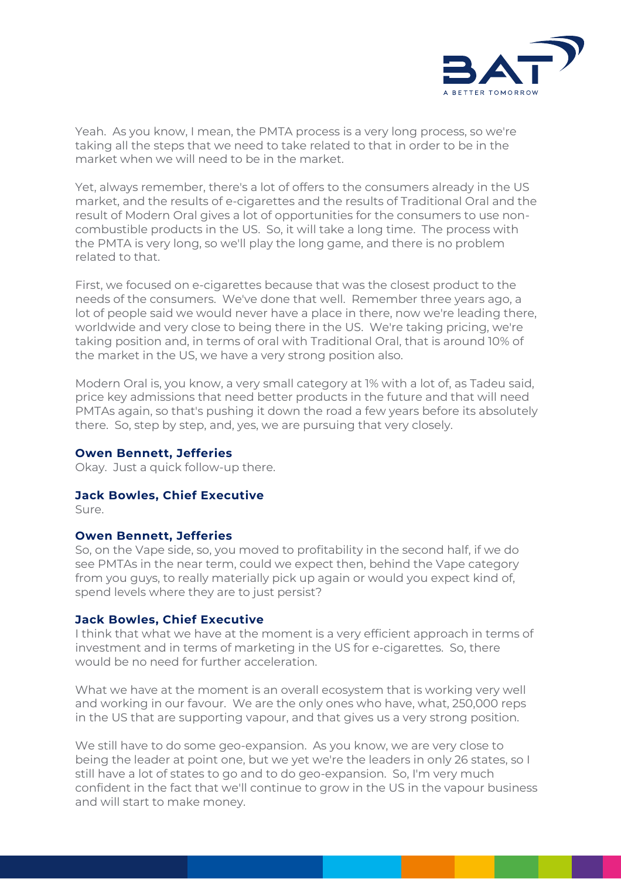Yeah. As you know, I mean, the PMTA process is a very long process, so we're taking all the steps that we need to take related to that in order to be in the market when we will need to be in the market.

Yet, always remember, there's a lot of offers to the consumers already in the US market, and the results of e-cigarettes and the results of Traditional Oral and the result of Modern Oral gives a lot of opportunities for the consumers to use non-combustible products in the US. So, it will take a long time. The process with the PMTA is very long, so we'll play the long game, and there is no problem related to that.

First, we focused on e-cigarettes because that was the closest product to the needs of the consumers. We've done that well. Remember three years ago, a lot of people said we would never have a place in there, now we're leading there, worldwide and very close to being there in the US. We're taking pricing, we're taking position and, in terms of oral with Traditional Oral, that is around 10% of the market in the US, we have a very strong position also.

Modern Oral is, you know, a very small category at 1% with a lot of, as Tadeu said, price key admissions that need better products in the future and that will need PMTAs again, so that's pushing it down the road a few years before its absolutely there. So, step by step, and, yes, we are pursuing that very closely.

**Owen Bennett, Jefferies**
Okay. Just a quick follow-up there.

**Jack Bowles, Chief Executive**
Sure.

**Owen Bennett, Jefferies**
So, on the Vape side, so, you moved to profitability in the second half, if we do see PMTAs in the near term, could we expect then, behind the Vape category from you guys, to really materially pick up again or would you expect kind of, spend levels where they are to just persist?

**Jack Bowles, Chief Executive**
I think that what we have at the moment is a very efficient approach in terms of investment and in terms of marketing in the US for e-cigarettes. So, there would be no need for further acceleration.

What we have at the moment is an overall ecosystem that is working very well and working in our favour. We are the only ones who have, what, 250,000 reps in the US that are supporting vapour, and that gives us a very strong position.

We still have to do some geo-expansion. As you know, we are very close to being the leader at point one, but we yet we're the leaders in only 26 states, so I still have a lot of states to go and to do geo-expansion. So, I'm very much confident in the fact that we'll continue to grow in the US in the vapour business and will start to make money.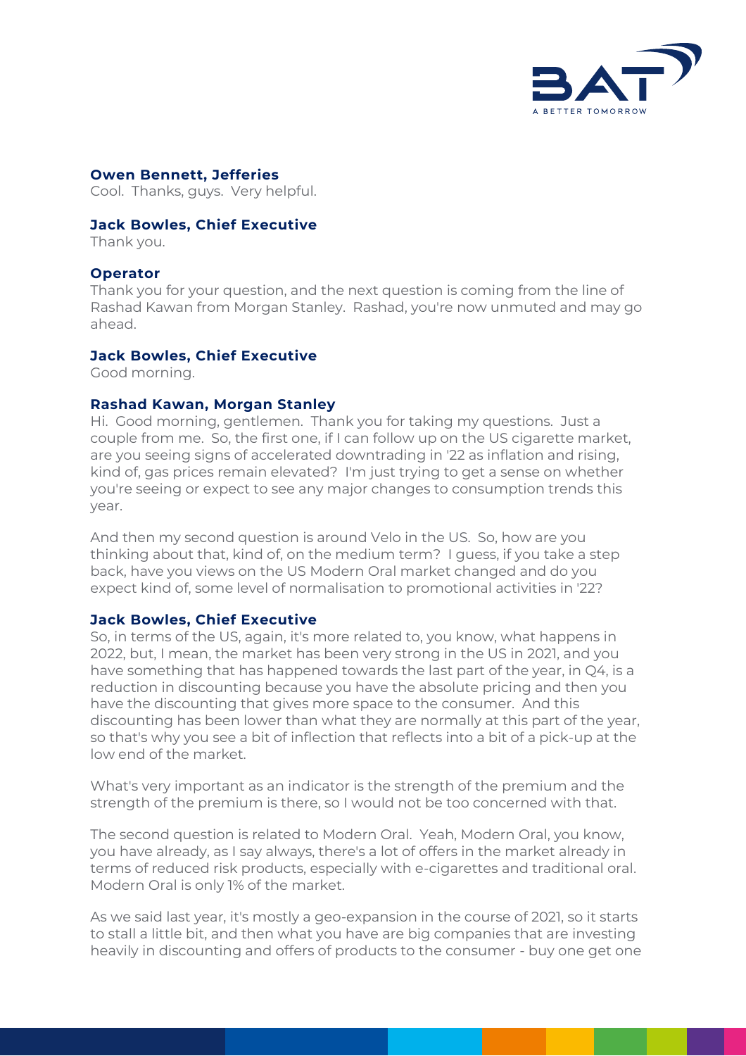**Owen Bennett, Jefferies**
Cool. Thanks, guys. Very helpful.

**Jack Bowles, Chief Executive**
Thank you.

**Operator**
Thank you for your question, and the next question is coming from the line of Rashad Kawan from Morgan Stanley. Rashad, you're now unmuted and may go ahead.

**Jack Bowles, Chief Executive**
Good morning.

**Rashad Kawan, Morgan Stanley**
Hi. Good morning, gentlemen. Thank you for taking my questions. Just a couple from me. So, the first one, if I can follow up on the US cigarette market, are you seeing signs of accelerated downtrading in '22 as inflation and rising, kind of, gas prices remain elevated? I'm just trying to get a sense on whether you're seeing or expect to see any major changes to consumption trends this year.

And then my second question is around Velo in the US. So, how are you thinking about that, kind of, on the medium term? I guess, if you take a step back, have you views on the US Modern Oral market changed and do you expect kind of, some level of normalisation to promotional activities in '22?

**Jack Bowles, Chief Executive**
So, in terms of the US, again, it's more related to, you know, what happens in 2022, but, I mean, the market has been very strong in the US in 2021, and you have something that has happened towards the last part of the year, in Q4, is a reduction in discounting because you have the absolute pricing and then you have the discounting that gives more space to the consumer. And this discounting has been lower than what they are normally at this part of the year, so that's why you see a bit of inflection that reflects into a bit of a pick-up at the low end of the market.

What's very important as an indicator is the strength of the premium and the strength of the premium is there, so I would not be too concerned with that.

The second question is related to Modern Oral. Yeah, Modern Oral, you know, you have already, as I say always, there's a lot of offers in the market already in terms of reduced risk products, especially with e-cigarettes and traditional oral. Modern Oral is only 1% of the market.

As we said last year, it's mostly a geo-expansion in the course of 2021, so it starts to stall a little bit, and then what you have are big companies that are investing heavily in discounting and offers of products to the consumer - buy one get one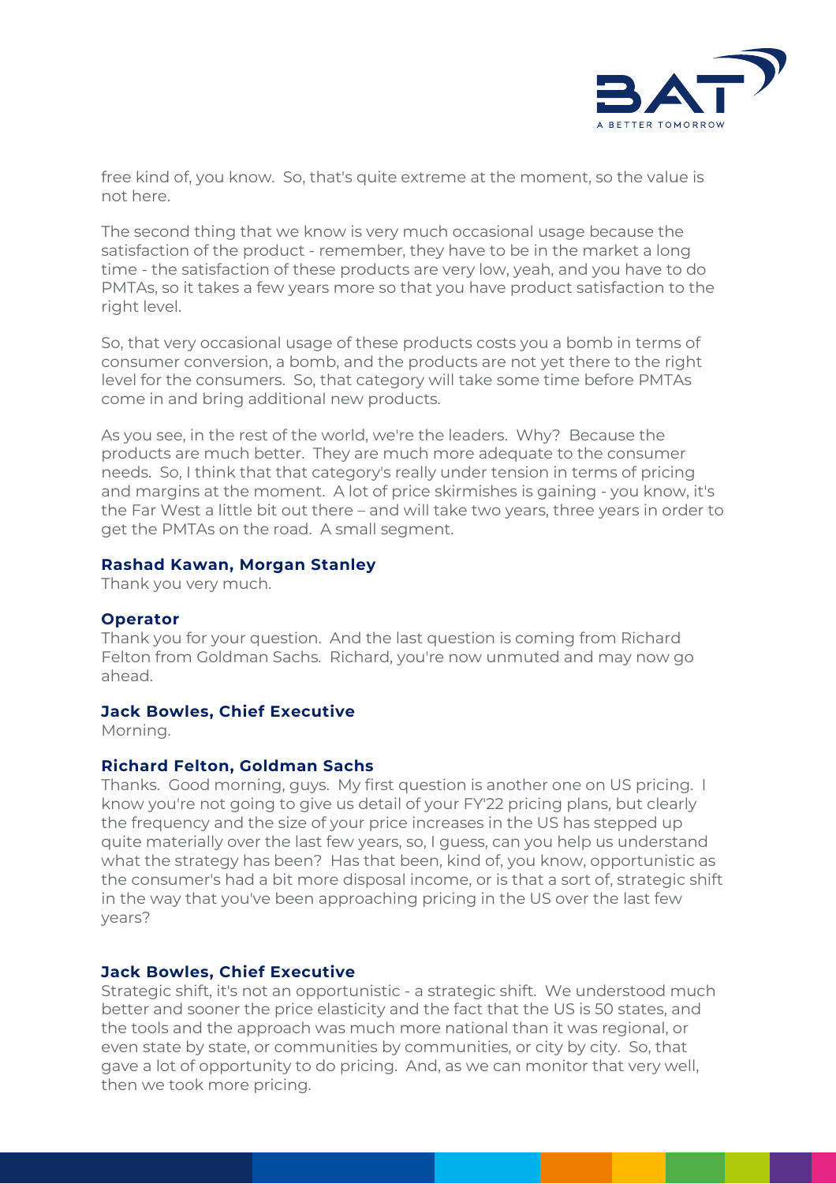free kind of, you know. So, that's quite extreme at the moment, so the value is not here.

The second thing that we know is very much occasional usage because the satisfaction of the product - remember, they have to be in the market a long time - the satisfaction of these products are very low, yeah, and you have to do PMTAs, so it takes a few years more so that you have product satisfaction to the right level.

So, that very occasional usage of these products costs you a bomb in terms of consumer conversion, a bomb, and the products are not yet there to the right level for the consumers. So, that category will take some time before PMTAs come in and bring additional new products.

As you see, in the rest of the world, we're the leaders. Why? Because the products are much better. They are much more adequate to the consumer needs. So, I think that that category's really under tension in terms of pricing and margins at the moment. A lot of price skirmishes is gaining - you know, it's the Far West a little bit out there – and will take two years, three years in order to get the PMTAs on the road. A small segment.

**Rashad Kawan, Morgan Stanley**
Thank you very much.

**Operator**
Thank you for your question. And the last question is coming from Richard Felton from Goldman Sachs. Richard, you're now unmuted and may now go ahead.

**Jack Bowles, Chief Executive**
Morning.

**Richard Felton, Goldman Sachs**
Thanks. Good morning, guys. My first question is another one on US pricing. I know you're not going to give us detail of your FY'22 pricing plans, but clearly the frequency and the size of your price increases in the US has stepped up quite materially over the last few years, so, I guess, can you help us understand what the strategy has been? Has that been, kind of, you know, opportunistic as the consumer's had a bit more disposal income, or is that a sort of, strategic shift in the way that you've been approaching pricing in the US over the last few years?

**Jack Bowles, Chief Executive**
Strategic shift, it's not an opportunistic - a strategic shift. We understood much better and sooner the price elasticity and the fact that the US is 50 states, and the tools and the approach was much more national than it was regional, or even state by state, or communities by communities, or city by city. So, that gave a lot of opportunity to do pricing. And, as we can monitor that very well, then we took more pricing.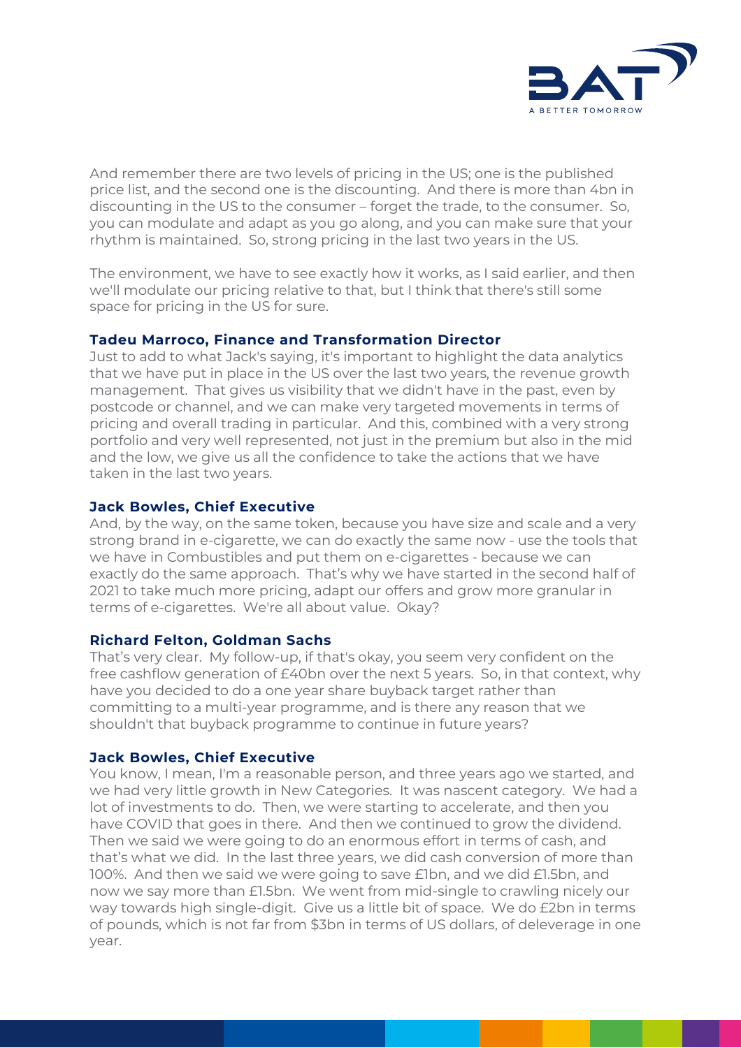And remember there are two levels of pricing in the US; one is the published price list, and the second one is the discounting. And there is more than 4bn in discounting in the US to the consumer – forget the trade, to the consumer. So, you can modulate and adapt as you go along, and you can make sure that your rhythm is maintained. So, strong pricing in the last two years in the US.

The environment, we have to see exactly how it works, as I said earlier, and then we'll modulate our pricing relative to that, but I think that there's still some space for pricing in the US for sure.

**Tadeu Marroco, Finance and Transformation Director**
Just to add to what Jack's saying, it's important to highlight the data analytics that we have put in place in the US over the last two years, the revenue growth management. That gives us visibility that we didn't have in the past, even by postcode or channel, and we can make very targeted movements in terms of pricing and overall trading in particular. And this, combined with a very strong portfolio and very well represented, not just in the premium but also in the mid and the low, we give us all the confidence to take the actions that we have taken in the last two years.

**Jack Bowles, Chief Executive**
And, by the way, on the same token, because you have size and scale and a very strong brand in e-cigarette, we can do exactly the same now - use the tools that we have in Combustibles and put them on e-cigarettes - because we can exactly do the same approach. That's why we have started in the second half of 2021 to take much more pricing, adapt our offers and grow more granular in terms of e-cigarettes. We're all about value. Okay?

**Richard Felton, Goldman Sachs**
That's very clear. My follow-up, if that's okay, you seem very confident on the free cashflow generation of £40bn over the next 5 years. So, in that context, why have you decided to do a one year share buyback target rather than committing to a multi-year programme, and is there any reason that we shouldn't that buyback programme to continue in future years?

**Jack Bowles, Chief Executive**
You know, I mean, I'm a reasonable person, and three years ago we started, and we had very little growth in New Categories. It was nascent category. We had a lot of investments to do. Then, we were starting to accelerate, and then you have COVID that goes in there. And then we continued to grow the dividend. Then we said we were going to do an enormous effort in terms of cash, and that's what we did. In the last three years, we did cash conversion of more than 100%. And then we said we were going to save £1bn, and we did £1.5bn, and now we say more than £1.5bn. We went from mid-single to crawling nicely our way towards high single-digit. Give us a little bit of space. We do £2bn in terms of pounds, which is not far from $3bn in terms of US dollars, of deleverage in one year.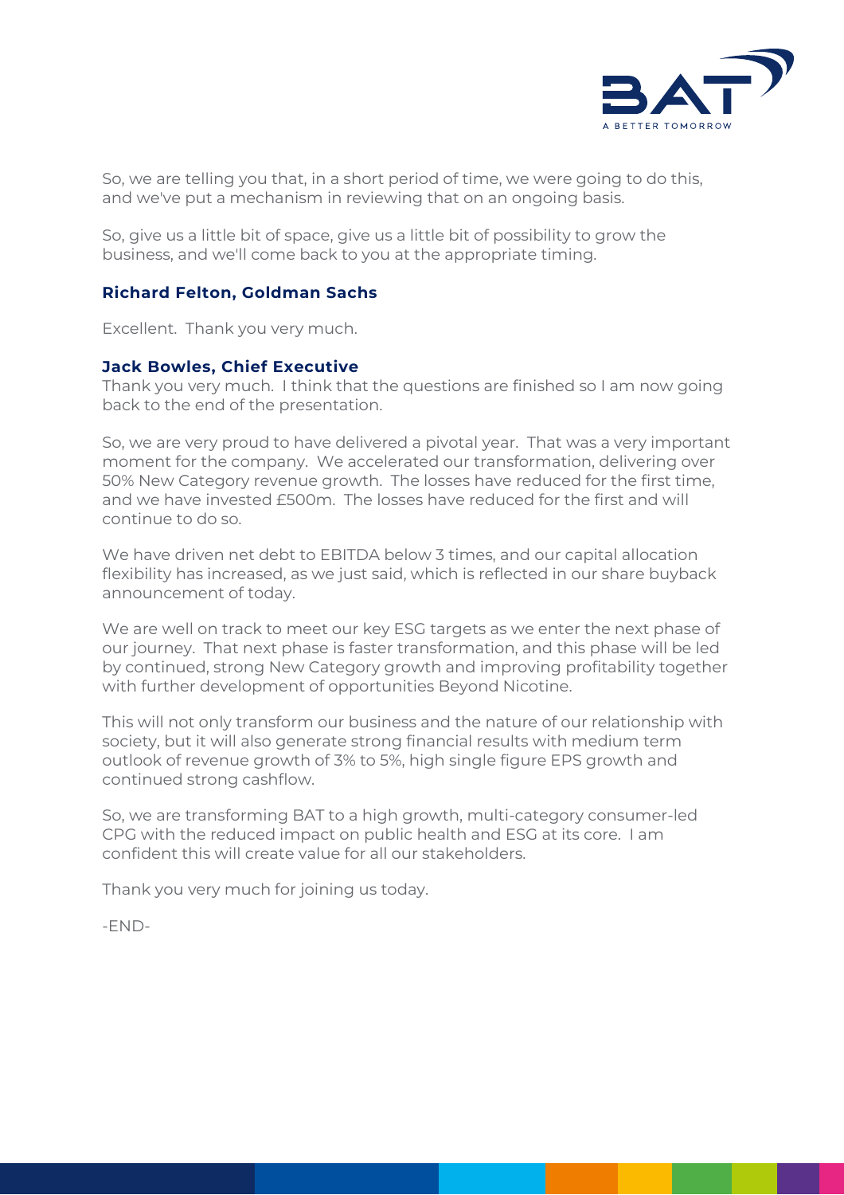So, we are telling you that, in a short period of time, we were going to do this, and we've put a mechanism in reviewing that on an ongoing basis.

So, give us a little bit of space, give us a little bit of possibility to grow the business, and we'll come back to you at the appropriate timing.

**Richard Felton, Goldman Sachs**

Excellent. Thank you very much.

**Jack Bowles, Chief Executive**

Thank you very much. I think that the questions are finished so I am now going back to the end of the presentation.

So, we are very proud to have delivered a pivotal year. That was a very important moment for the company. We accelerated our transformation, delivering over 50% New Category revenue growth. The losses have reduced for the first time, and we have invested £500m. The losses have reduced for the first and will continue to do so.

We have driven net debt to EBITDA below 3 times, and our capital allocation flexibility has increased, as we just said, which is reflected in our share buyback announcement of today.

We are well on track to meet our key ESG targets as we enter the next phase of our journey. That next phase is faster transformation, and this phase will be led by continued, strong New Category growth and improving profitability together with further development of opportunities Beyond Nicotine.

This will not only transform our business and the nature of our relationship with society, but it will also generate strong financial results with medium term outlook of revenue growth of 3% to 5%, high single figure EPS growth and continued strong cashflow.

So, we are transforming BAT to a high growth, multi-category consumer-led CPG with the reduced impact on public health and ESG at its core. I am confident this will create value for all our stakeholders.

Thank you very much for joining us today.

-END-